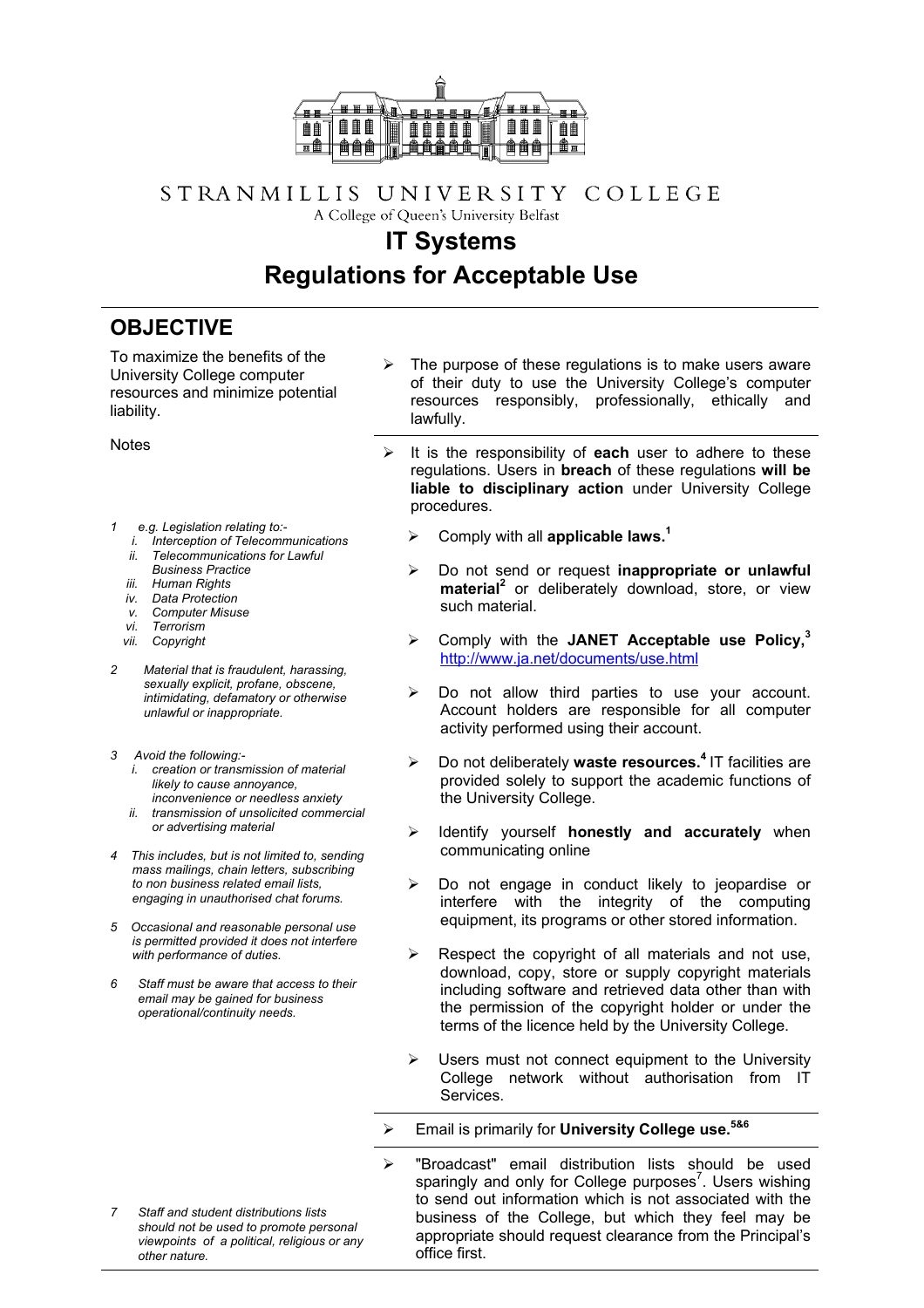STRANMILLIS UNIVERSITY COLLEGE

A College of Queen's University Belfast

# IT Systems
# Regulations for Acceptable Use

## OBJECTIVE

To maximize the benefits of the University College computer resources and minimize potential liability.

- The purpose of these regulations is to make users aware of their duty to use the University College's computer resources responsibly, professionally, ethically and lawfully.

- It is the responsibility of **each** user to adhere to these regulations. Users in **breach** of these regulations **will be liable to disciplinary action** under University College procedures.
  - Comply with all **applicable laws.**[1]
  - Do not send or request **inappropriate or unlawful material**[2] or deliberately download, store, or view such material.
  - Comply with the **JANET Acceptable use Policy,**[3] http://www.ja.net/documents/use.html
  - Do not allow third parties to use your account. Account holders are responsible for all computer activity performed using their account.
  - Do not deliberately **waste resources.**[4] IT facilities are provided solely to support the academic functions of the University College.
  - Identify yourself **honestly and accurately** when communicating online
  - Do not engage in conduct likely to jeopardise or interfere with the integrity of the computing equipment, its programs or other stored information.
  - Respect the copyright of all materials and not use, download, copy, store or supply copyright materials including software and retrieved data other than with the permission of the copyright holder or under the terms of the licence held by the University College.
  - Users must not connect equipment to the University College network without authorisation from IT Services.

- Email is primarily for **University College use.**[5&6]

- "Broadcast" email distribution lists should be used sparingly and only for College purposes[7]. Users wishing to send out information which is not associated with the business of the College, but which they feel may be appropriate should request clearance from the Principal's office first.

Notes

1. *e.g. Legislation relating to:-*
   - *i. Interception of Telecommunications*
   - *ii. Telecommunications for Lawful Business Practice*
   - *iii. Human Rights*
   - *iv. Data Protection*
   - *v. Computer Misuse*
   - *vi. Terrorism*
   - *vii. Copyright*

2. *Material that is fraudulent, harassing, sexually explicit, profane, obscene, intimidating, defamatory or otherwise unlawful or inappropriate.*

3. *Avoid the following:-*
   - *i. creation or transmission of material likely to cause annoyance, inconvenience or needless anxiety*
   - *ii. transmission of unsolicited commercial or advertising material*

4. *This includes, but is not limited to, sending mass mailings, chain letters, subscribing to non business related email lists, engaging in unauthorised chat forums.*

5. *Occasional and reasonable personal use is permitted provided it does not interfere with performance of duties.*

6. *Staff must be aware that access to their email may be gained for business operational/continuity needs.*

7. *Staff and student distributions lists should not be used to promote personal viewpoints of a political, religious or any other nature.*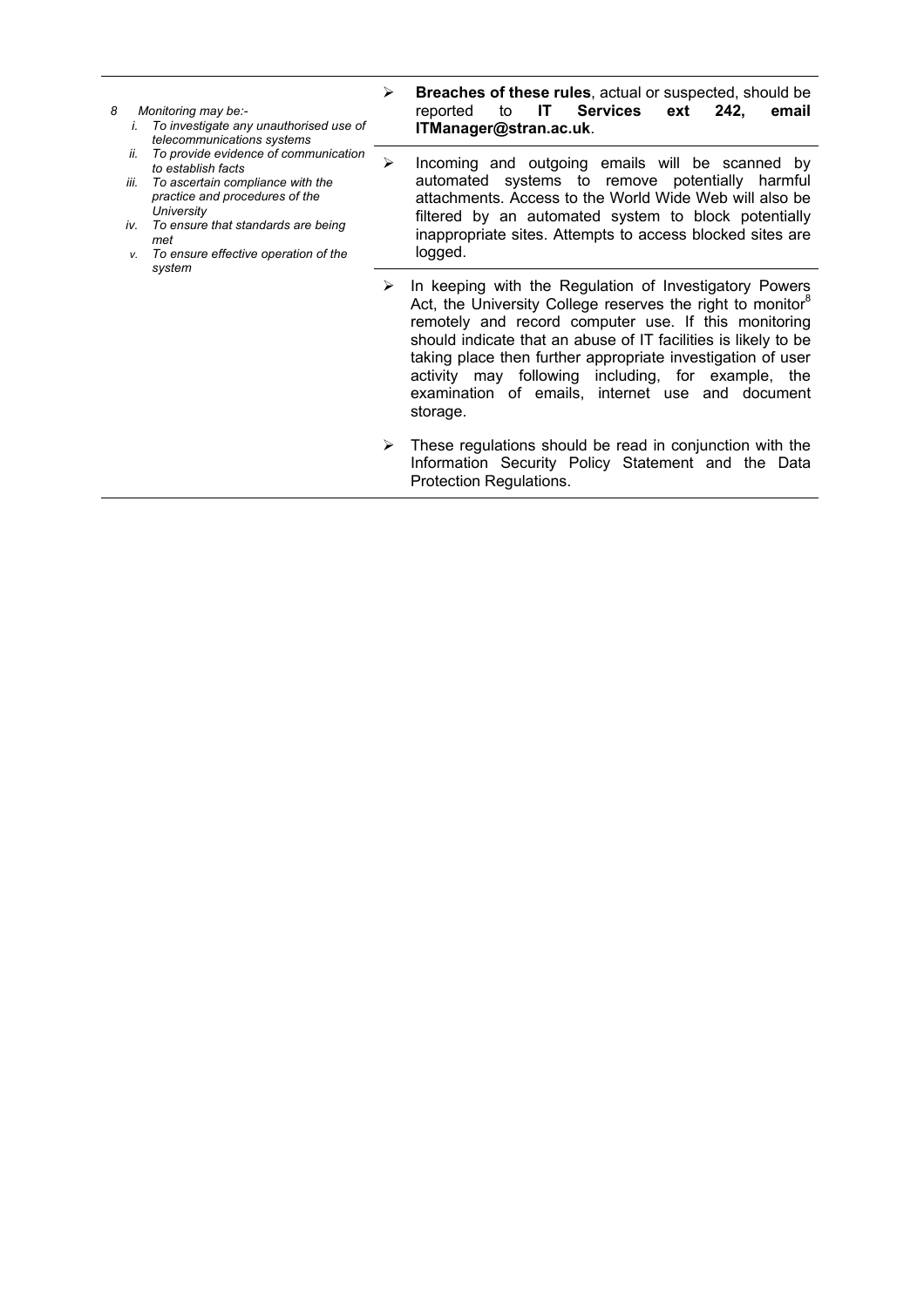- **Breaches of these rules**, actual or suspected, should be reported to **IT Services ext 242, email ITManager@stran.ac.uk**.

- Incoming and outgoing emails will be scanned by automated systems to remove potentially harmful attachments. Access to the World Wide Web will also be filtered by an automated system to block potentially inappropriate sites. Attempts to access blocked sites are logged.

- In keeping with the Regulation of Investigatory Powers Act, the University College reserves the right to monitor[8] remotely and record computer use. If this monitoring should indicate that an abuse of IT facilities is likely to be taking place then further appropriate investigation of user activity may following including, for example, the examination of emails, internet use and document storage.

- These regulations should be read in conjunction with the Information Security Policy Statement and the Data Protection Regulations.

*8 Monitoring may be:-*

*i. To investigate any unauthorised use of telecommunications systems*

*ii. To provide evidence of communication to establish facts*

*iii. To ascertain compliance with the practice and procedures of the University*

*iv. To ensure that standards are being met*

*v. To ensure effective operation of the system*